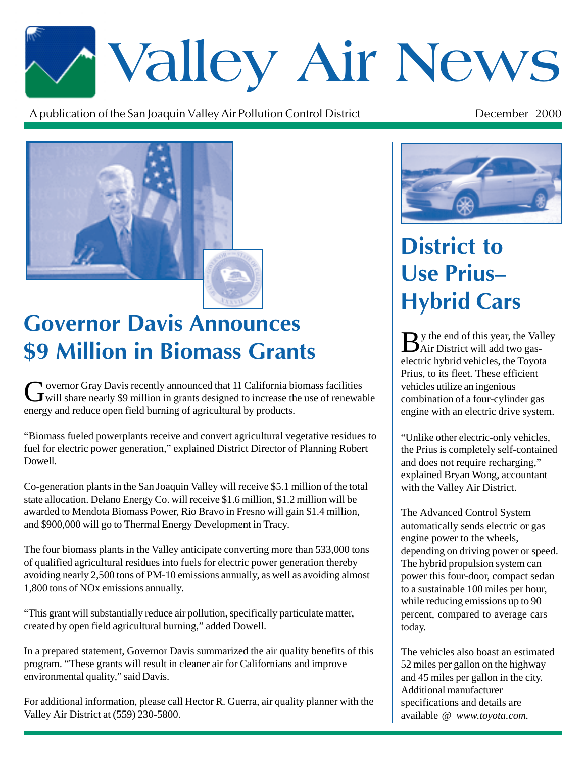# Valley Air News

A publication of the San Joaquin Valley Air Pollution Control District

December 2000

## Governor Davis Announces $9 Million in Biomass Grants

Governor Gray Davis recently announced that 11 California biomass facilities will share nearly $9 million in grants designed to increase the use of renewable energy and reduce open field burning of agricultural by products.

"Biomass fueled powerplants receive and convert agricultural vegetative residues to fuel for electric power generation," explained District Director of Planning Robert Dowell.

Co-generation plants in the San Joaquin Valley will receive $5.1 million of the total state allocation. Delano Energy Co. will receive $1.6 million, $1.2 million will be awarded to Mendota Biomass Power, Rio Bravo in Fresno will gain $1.4 million, and $900,000 will go to Thermal Energy Development in Tracy.

The four biomass plants in the Valley anticipate converting more than 533,000 tons of qualified agricultural residues into fuels for electric power generation thereby avoiding nearly 2,500 tons of PM-10 emissions annually, as well as avoiding almost 1,800 tons of NOx emissions annually.

"This grant will substantially reduce air pollution, specifically particulate matter, created by open field agricultural burning," added Dowell.

In a prepared statement, Governor Davis summarized the air quality benefits of this program. "These grants will result in cleaner air for Californians and improve environmental quality," said Davis.

For additional information, please call Hector R. Guerra, air quality planner with the Valley Air District at (559) 230-5800.

## District to Use Prius– Hybrid Cars

By the end of this year, the Valley Air District will add two gas-electric hybrid vehicles, the Toyota Prius, to its fleet. These efficient vehicles utilize an ingenious combination of a four-cylinder gas engine with an electric drive system.

"Unlike other electric-only vehicles, the Prius is completely self-contained and does not require recharging," explained Bryan Wong, accountant with the Valley Air District.

The Advanced Control System automatically sends electric or gas engine power to the wheels, depending on driving power or speed. The hybrid propulsion system can power this four-door, compact sedan to a sustainable 100 miles per hour, while reducing emissions up to 90 percent, compared to average cars today.

The vehicles also boast an estimated 52 miles per gallon on the highway and 45 miles per gallon in the city. Additional manufacturer specifications and details are available @ *www.toyota.com.*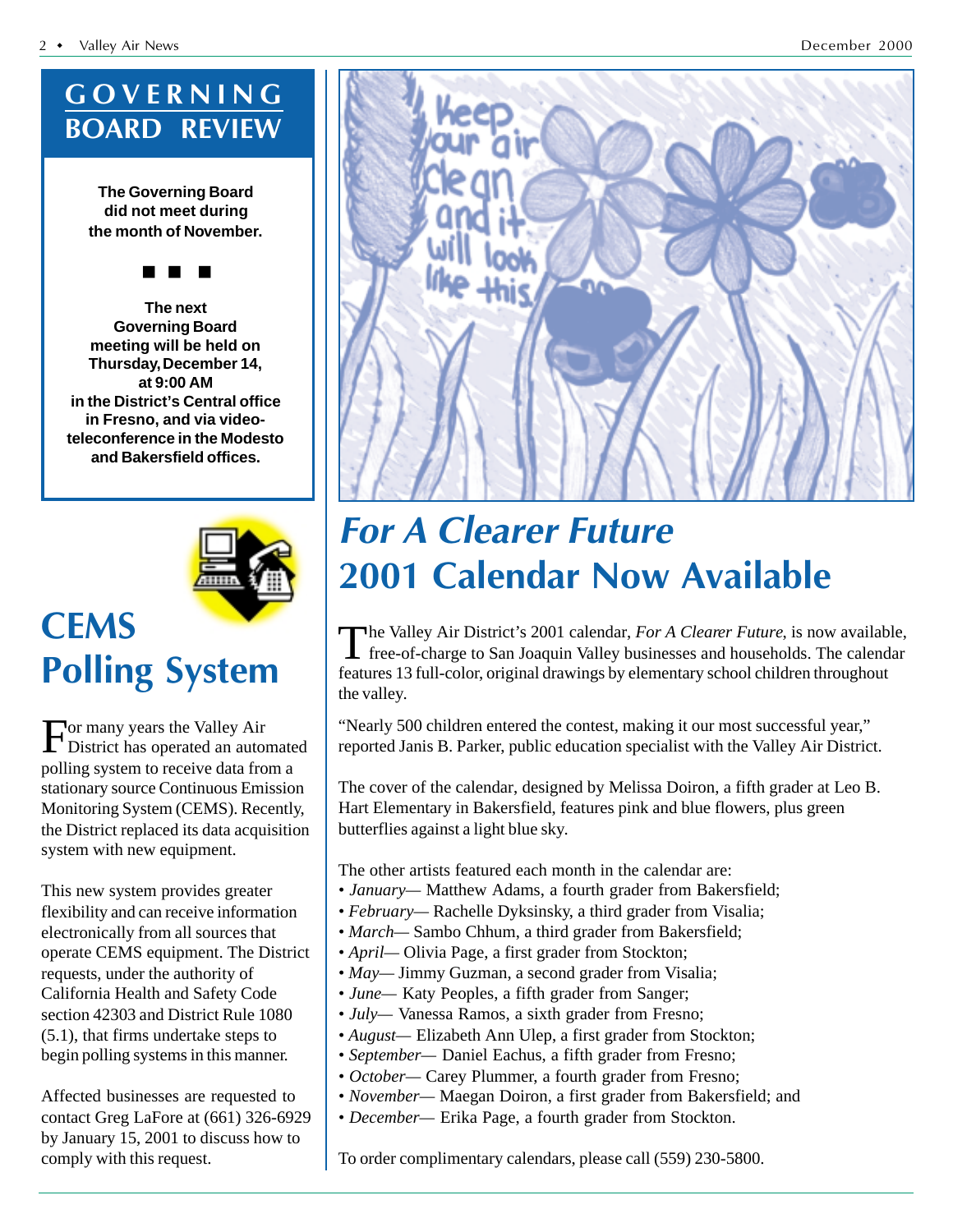# GOVERNING BOARD REVIEW

**The Governing Board did not meet during the month of November.**

■ ■ ■

**The next Governing Board meeting will be held on Thursday, December 14, at 9:00 AM in the District's Central office in Fresno, and via video-teleconference in the Modesto and Bakersfield offices.**

# CEMS Polling System

For many years the Valley Air District has operated an automated polling system to receive data from a stationary source Continuous Emission Monitoring System (CEMS). Recently, the District replaced its data acquisition system with new equipment.

This new system provides greater flexibility and can receive information electronically from all sources that operate CEMS equipment. The District requests, under the authority of California Health and Safety Code section 42303 and District Rule 1080 (5.1), that firms undertake steps to begin polling systems in this manner.

Affected businesses are requested to contact Greg LaFore at (661) 326-6929 by January 15, 2001 to discuss how to comply with this request.

# *For A Clearer Future*
# 2001 Calendar Now Available

The Valley Air District's 2001 calendar, *For A Clearer Future*, is now available, free-of-charge to San Joaquin Valley businesses and households. The calendar features 13 full-color, original drawings by elementary school children throughout the valley.

"Nearly 500 children entered the contest, making it our most successful year," reported Janis B. Parker, public education specialist with the Valley Air District.

The cover of the calendar, designed by Melissa Doiron, a fifth grader at Leo B. Hart Elementary in Bakersfield, features pink and blue flowers, plus green butterflies against a light blue sky.

The other artists featured each month in the calendar are:

- *January*— Matthew Adams, a fourth grader from Bakersfield;
- *February*— Rachelle Dyksinsky, a third grader from Visalia;
- *March*— Sambo Chhum, a third grader from Bakersfield;
- *April*— Olivia Page, a first grader from Stockton;
- *May*— Jimmy Guzman, a second grader from Visalia;
- *June*— Katy Peoples, a fifth grader from Sanger;
- *July*— Vanessa Ramos, a sixth grader from Fresno;
- *August*— Elizabeth Ann Ulep, a first grader from Stockton;
- *September*— Daniel Eachus, a fifth grader from Fresno;
- *October*— Carey Plummer, a fourth grader from Fresno;
- *November*— Maegan Doiron, a first grader from Bakersfield; and
- *December*— Erika Page, a fourth grader from Stockton.

To order complimentary calendars, please call (559) 230-5800.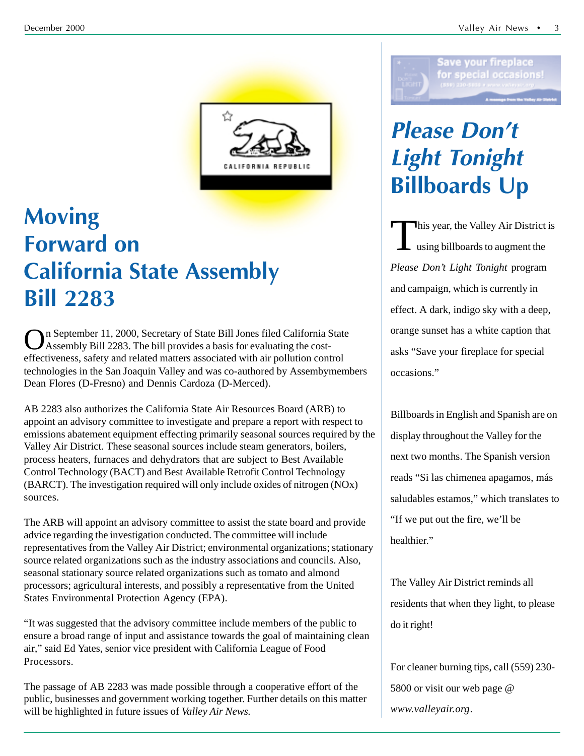# Moving Forward on California State Assembly Bill 2283

On September 11, 2000, Secretary of State Bill Jones filed California State Assembly Bill 2283. The bill provides a basis for evaluating the cost-effectiveness, safety and related matters associated with air pollution control technologies in the San Joaquin Valley and was co-authored by Assemebymembers Dean Flores (D-Fresno) and Dennis Cardoza (D-Merced).

AB 2283 also authorizes the California State Air Resources Board (ARB) to appoint an advisory committee to investigate and prepare a report with respect to emissions abatement equipment effecting primarily seasonal sources required by the Valley Air District. These seasonal sources include steam generators, boilers, process heaters, furnaces and dehydrators that are subject to Best Available Control Technology (BACT) and Best Available Retrofit Control Technology (BARCT). The investigation required will only include oxides of nitrogen (NOx) sources.

The ARB will appoint an advisory committee to assist the state board and provide advice regarding the investigation conducted. The committee will include representatives from the Valley Air District; environmental organizations; stationary source related organizations such as the industry associations and councils. Also, seasonal stationary source related organizations such as tomato and almond processors; agricultural interests, and possibly a representative from the United States Environmental Protection Agency (EPA).

"It was suggested that the advisory committee include members of the public to ensure a broad range of input and assistance towards the goal of maintaining clean air," said Ed Yates, senior vice president with California League of Food Processors.

The passage of AB 2283 was made possible through a cooperative effort of the public, businesses and government working together. Further details on this matter will be highlighted in future issues of *Valley Air News.*

# *Please Don't Light Tonight* Billboards Up

This year, the Valley Air District is using billboards to augment the *Please Don't Light Tonight* program and campaign, which is currently in effect. A dark, indigo sky with a deep, orange sunset has a white caption that asks "Save your fireplace for special occasions."

Billboards in English and Spanish are on display throughout the Valley for the next two months. The Spanish version reads "Si las chimenea apagamos, más saludables estamos," which translates to "If we put out the fire, we'll be healthier."

The Valley Air District reminds all residents that when they light, to please do it right!

For cleaner burning tips, call (559) 230-5800 or visit our web page @ *www.valleyair.org*.